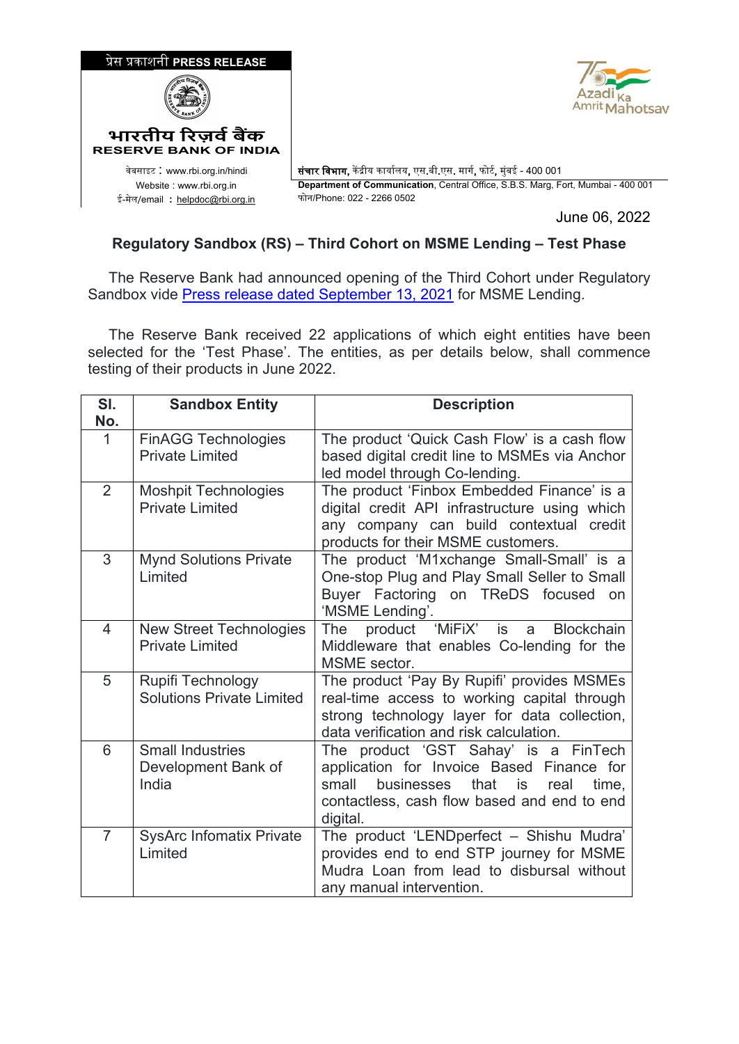प्रेस प्रकाशनी PRESS RELEASE

भारतीय रिज़र्व बैंक
RESERVE BANK OF INDIA

वेबसाइट : www.rbi.org.in/hindi
Website : www.rbi.org.in
ई-मेल/email : helpdoc@rbi.org.in

संचार विभाग, केंद्रीय कार्यालय, एस.बी.एस. मार्ग, फोर्ट, मुंबई - 400 001
Department of Communication, Central Office, S.B.S. Marg, Fort, Mumbai - 400 001
फोन/Phone: 022 - 2266 0502

June 06, 2022

## Regulatory Sandbox (RS) – Third Cohort on MSME Lending – Test Phase

The Reserve Bank had announced opening of the Third Cohort under Regulatory Sandbox vide Press release dated September 13, 2021 for MSME Lending.

The Reserve Bank received 22 applications of which eight entities have been selected for the 'Test Phase'. The entities, as per details below, shall commence testing of their products in June 2022.

| Sl. No. | Sandbox Entity | Description |
|---|---|---|
| 1 | FinAGG Technologies Private Limited | The product 'Quick Cash Flow' is a cash flow based digital credit line to MSMEs via Anchor led model through Co-lending. |
| 2 | Moshpit Technologies Private Limited | The product 'Finbox Embedded Finance' is a digital credit API infrastructure using which any company can build contextual credit products for their MSME customers. |
| 3 | Mynd Solutions Private Limited | The product 'M1xchange Small-Small' is a One-stop Plug and Play Small Seller to Small Buyer Factoring on TReDS focused on 'MSME Lending'. |
| 4 | New Street Technologies Private Limited | The product 'MiFiX' is a Blockchain Middleware that enables Co-lending for the MSME sector. |
| 5 | Rupifi Technology Solutions Private Limited | The product 'Pay By Rupifi' provides MSMEs real-time access to working capital through strong technology layer for data collection, data verification and risk calculation. |
| 6 | Small Industries Development Bank of India | The product 'GST Sahay' is a FinTech application for Invoice Based Finance for small businesses that is real time, contactless, cash flow based and end to end digital. |
| 7 | SysArc Infomatix Private Limited | The product 'LENDperfect – Shishu Mudra' provides end to end STP journey for MSME Mudra Loan from lead to disbursal without any manual intervention. |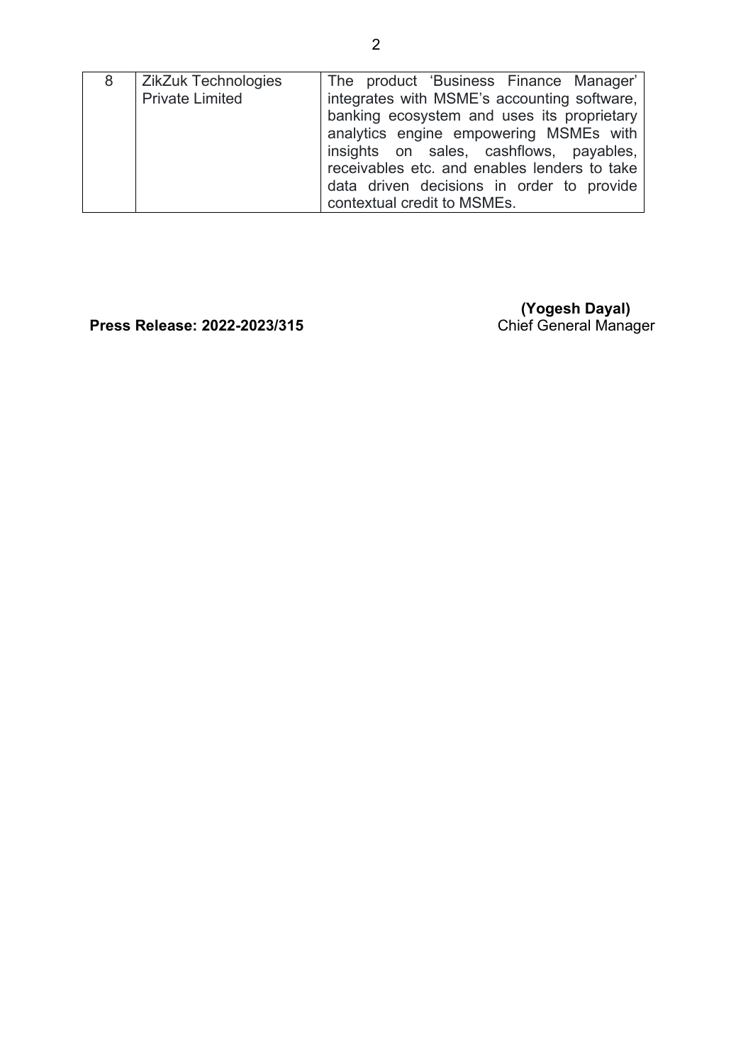| | | |
|---|---|---|
| 8 | ZikZuk Technologies Private Limited | The product 'Business Finance Manager' integrates with MSME's accounting software, banking ecosystem and uses its proprietary analytics engine empowering MSMEs with insights on sales, cashflows, payables, receivables etc. and enables lenders to take data driven decisions in order to provide contextual credit to MSMEs. |

**(Yogesh Dayal)**
Chief General Manager

**Press Release: 2022-2023/315**